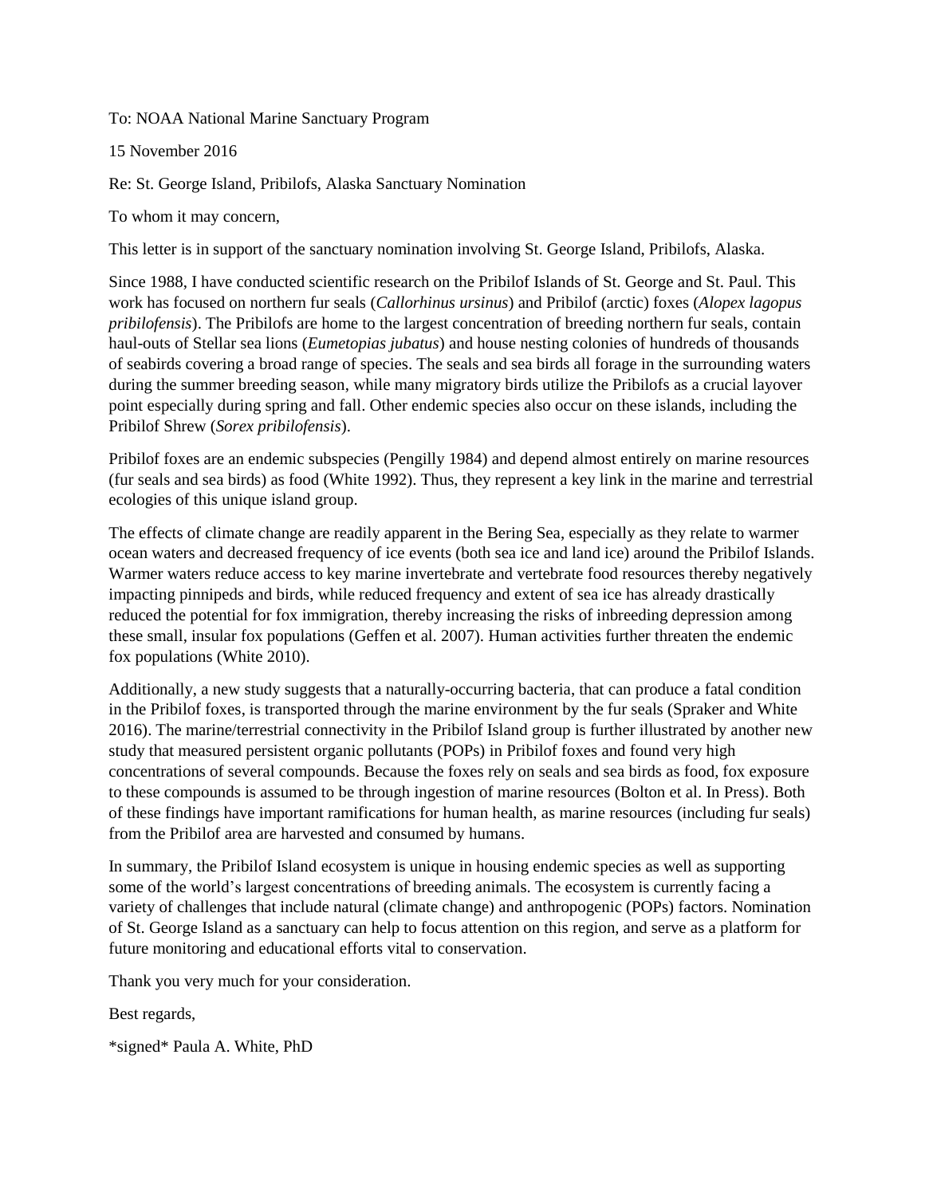To: NOAA National Marine Sanctuary Program

15 November 2016

Re: St. George Island, Pribilofs, Alaska Sanctuary Nomination

To whom it may concern,

This letter is in support of the sanctuary nomination involving St. George Island, Pribilofs, Alaska.

Since 1988, I have conducted scientific research on the Pribilof Islands of St. George and St. Paul. This work has focused on northern fur seals (*Callorhinus ursinus*) and Pribilof (arctic) foxes (*Alopex lagopus pribilofensis*). The Pribilofs are home to the largest concentration of breeding northern fur seals, contain haul-outs of Stellar sea lions (*Eumetopias jubatus*) and house nesting colonies of hundreds of thousands of seabirds covering a broad range of species. The seals and sea birds all forage in the surrounding waters during the summer breeding season, while many migratory birds utilize the Pribilofs as a crucial layover point especially during spring and fall. Other endemic species also occur on these islands, including the Pribilof Shrew (*Sorex pribilofensis*).

Pribilof foxes are an endemic subspecies (Pengilly 1984) and depend almost entirely on marine resources (fur seals and sea birds) as food (White 1992). Thus, they represent a key link in the marine and terrestrial ecologies of this unique island group.

The effects of climate change are readily apparent in the Bering Sea, especially as they relate to warmer ocean waters and decreased frequency of ice events (both sea ice and land ice) around the Pribilof Islands. Warmer waters reduce access to key marine invertebrate and vertebrate food resources thereby negatively impacting pinnipeds and birds, while reduced frequency and extent of sea ice has already drastically reduced the potential for fox immigration, thereby increasing the risks of inbreeding depression among these small, insular fox populations (Geffen et al. 2007). Human activities further threaten the endemic fox populations (White 2010).

Additionally, a new study suggests that a naturally-occurring bacteria, that can produce a fatal condition in the Pribilof foxes, is transported through the marine environment by the fur seals (Spraker and White 2016). The marine/terrestrial connectivity in the Pribilof Island group is further illustrated by another new study that measured persistent organic pollutants (POPs) in Pribilof foxes and found very high concentrations of several compounds. Because the foxes rely on seals and sea birds as food, fox exposure to these compounds is assumed to be through ingestion of marine resources (Bolton et al. In Press). Both of these findings have important ramifications for human health, as marine resources (including fur seals) from the Pribilof area are harvested and consumed by humans.

In summary, the Pribilof Island ecosystem is unique in housing endemic species as well as supporting some of the world's largest concentrations of breeding animals. The ecosystem is currently facing a variety of challenges that include natural (climate change) and anthropogenic (POPs) factors. Nomination of St. George Island as a sanctuary can help to focus attention on this region, and serve as a platform for future monitoring and educational efforts vital to conservation.

Thank you very much for your consideration.

Best regards,

*signed* Paula A. White, PhD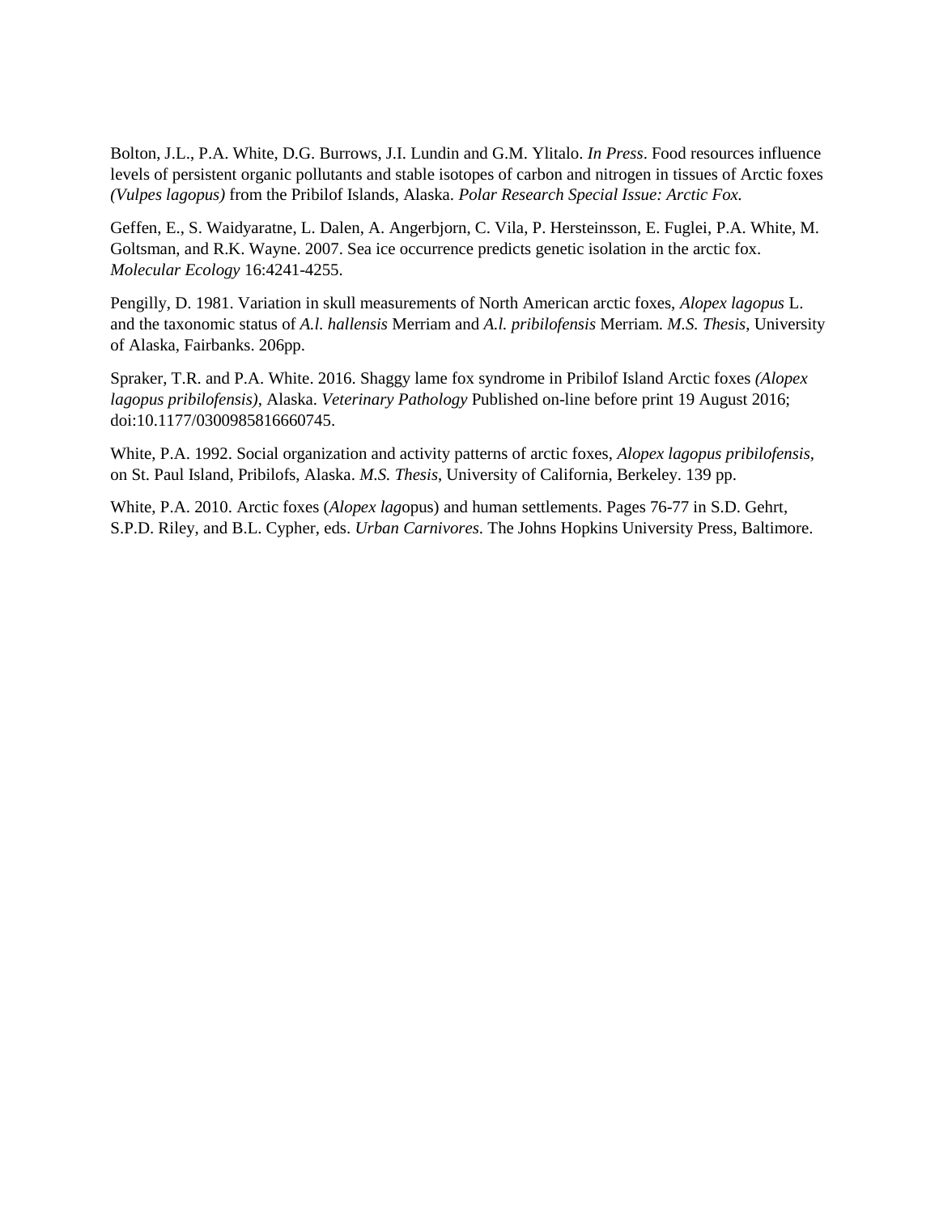Bolton, J.L., P.A. White, D.G. Burrows, J.I. Lundin and G.M. Ylitalo. *In Press*. Food resources influence levels of persistent organic pollutants and stable isotopes of carbon and nitrogen in tissues of Arctic foxes *(Vulpes lagopus)* from the Pribilof Islands, Alaska. *Polar Research Special Issue: Arctic Fox.*

Geffen, E., S. Waidyaratne, L. Dalen, A. Angerbjorn, C. Vila, P. Hersteinsson, E. Fuglei, P.A. White, M. Goltsman, and R.K. Wayne. 2007. Sea ice occurrence predicts genetic isolation in the arctic fox. *Molecular Ecology* 16:4241-4255.

Pengilly, D. 1981. Variation in skull measurements of North American arctic foxes, *Alopex lagopus* L. and the taxonomic status of *A.l. hallensis* Merriam and *A.l. pribilofensis* Merriam. *M.S. Thesis*, University of Alaska, Fairbanks. 206pp.

Spraker, T.R. and P.A. White. 2016. Shaggy lame fox syndrome in Pribilof Island Arctic foxes *(Alopex lagopus pribilofensis)*, Alaska. *Veterinary Pathology* Published on-line before print 19 August 2016; doi:10.1177/0300985816660745.

White, P.A. 1992. Social organization and activity patterns of arctic foxes, *Alopex lagopus pribilofensis,* on St. Paul Island, Pribilofs, Alaska. *M.S. Thesis*, University of California, Berkeley. 139 pp.

White, P.A. 2010. Arctic foxes (*Alopex lag*opus) and human settlements. Pages 76-77 in S.D. Gehrt, S.P.D. Riley, and B.L. Cypher, eds. *Urban Carnivores*. The Johns Hopkins University Press, Baltimore.